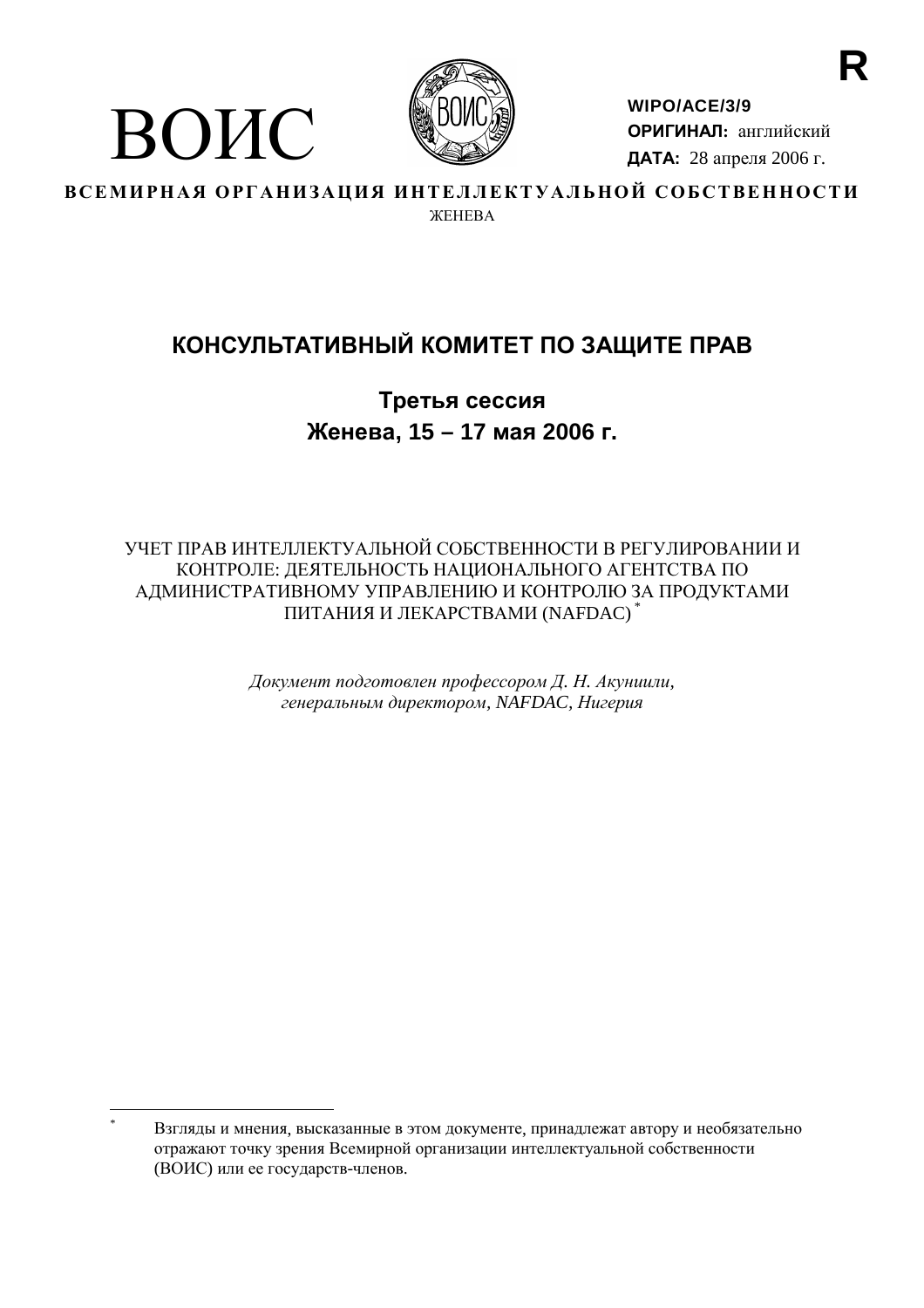R

ВОИС

**WIPO/ACE/3/9**
**ОРИГИНАЛ:** английский
**ДАТА:** 28 апреля 2006 г.

**ВСЕМИРНАЯ ОРГАНИЗАЦИЯ ИНТЕЛЛЕКТУАЛЬНОЙ СОБСТВЕННОСТИ**
ЖЕНЕВА

# КОНСУЛЬТАТИВНЫЙ КОМИТЕТ ПО ЗАЩИТЕ ПРАВ

## Третья сессия
## Женева, 15 – 17 мая 2006 г.

УЧЕТ ПРАВ ИНТЕЛЛЕКТУАЛЬНОЙ СОБСТВЕННОСТИ В РЕГУЛИРОВАНИИ И КОНТРОЛЕ: ДЕЯТЕЛЬНОСТЬ НАЦИОНАЛЬНОГО АГЕНТСТВА ПО АДМИНИСТРАТИВНОМУ УПРАВЛЕНИЮ И КОНТРОЛЮ ЗА ПРОДУКТАМИ ПИТАНИЯ И ЛЕКАРСТВАМИ (NAFDAC) *

*Документ подготовлен профессором Д. Н. Акуниили, генеральным директором, NAFDAC, Нигерия*

---

\* Взгляды и мнения, высказанные в этом документе, принадлежат автору и необязательно отражают точку зрения Всемирной организации интеллектуальной собственности (ВОИС) или ее государств-членов.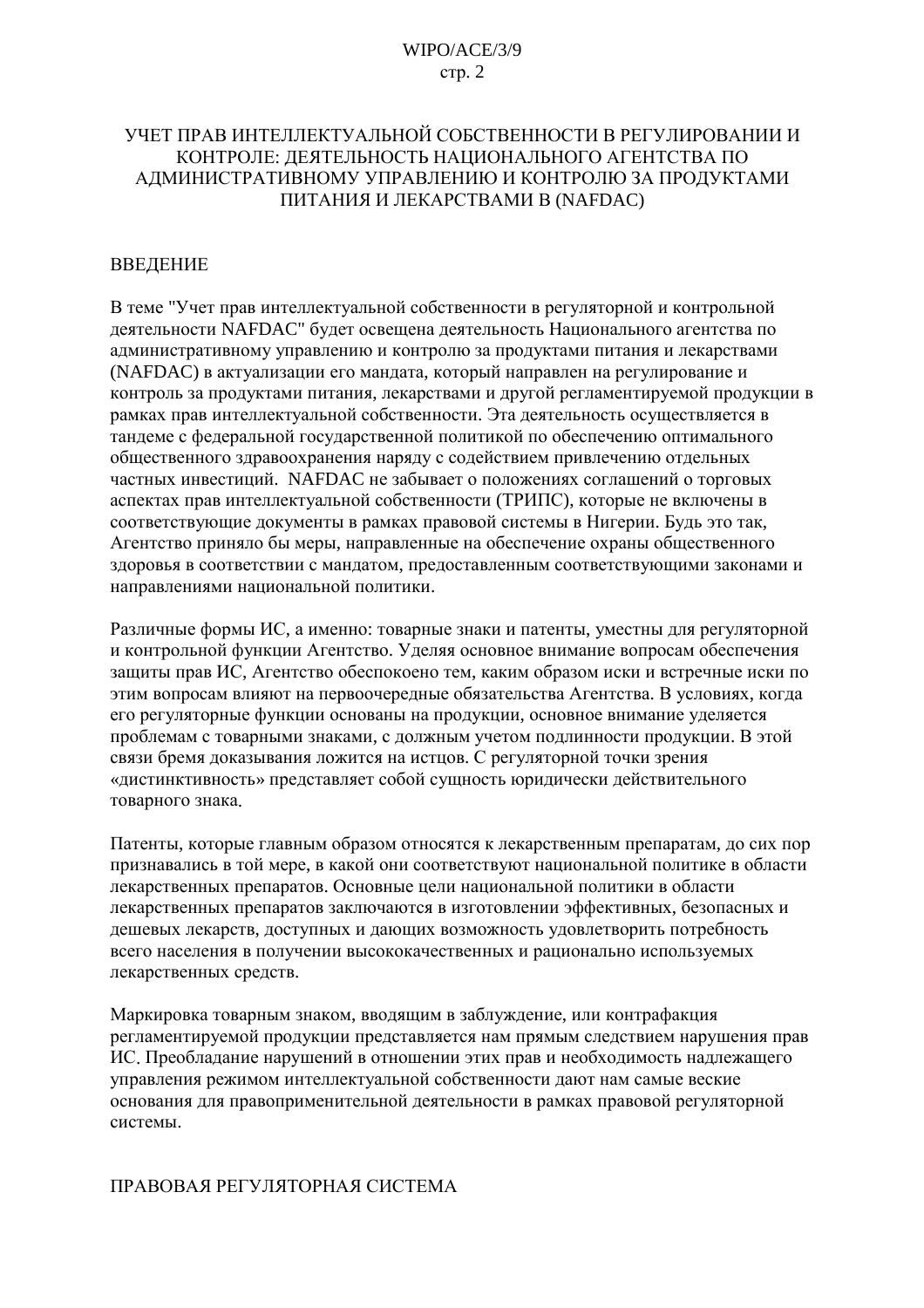# УЧЕТ ПРАВ ИНТЕЛЛЕКТУАЛЬНОЙ СОБСТВЕННОСТИ В РЕГУЛИРОВАНИИ И КОНТРОЛЕ: ДЕЯТЕЛЬНОСТЬ НАЦИОНАЛЬНОГО АГЕНТСТВА ПО АДМИНИСТРАТИВНОМУ УПРАВЛЕНИЮ И КОНТРОЛЮ ЗА ПРОДУКТАМИ ПИТАНИЯ И ЛЕКАРСТВАМИ В (NAFDAC)

## ВВЕДЕНИЕ

В теме "Учет прав интеллектуальной собственности в регуляторной и контрольной деятельности NAFDAC" будет освещена деятельность Национального агентства по административному управлению и контролю за продуктами питания и лекарствами (NAFDAC) в актуализации его мандата, который направлен на регулирование и контроль за продуктами питания, лекарствами и другой регламентируемой продукции в рамках прав интеллектуальной собственности. Эта деятельность осуществляется в тандеме с федеральной государственной политикой по обеспечению оптимального общественного здравоохранения наряду с содействием привлечению отдельных частных инвестиций. NAFDAC не забывает о положениях соглашений о торговых аспектах прав интеллектуальной собственности (ТРИПС), которые не включены в соответствующие документы в рамках правовой системы в Нигерии. Будь это так, Агентство приняло бы меры, направленные на обеспечение охраны общественного здоровья в соответствии с мандатом, предоставленным соответствующими законами и направлениями национальной политики.

Различные формы ИС, а именно: товарные знаки и патенты, уместны для регуляторной и контрольной функции Агентство. Уделяя основное внимание вопросам обеспечения защиты прав ИС, Агентство обеспокоено тем, каким образом иски и встречные иски по этим вопросам влияют на первоочередные обязательства Агентства. В условиях, когда его регуляторные функции основаны на продукции, основное внимание уделяется проблемам с товарными знаками, с должным учетом подлинности продукции. В этой связи бремя доказывания ложится на истцов. С регуляторной точки зрения «дистинктивность» представляет собой сущность юридически действительного товарного знака.

Патенты, которые главным образом относятся к лекарственным препаратам, до сих пор признавались в той мере, в какой они соответствуют национальной политике в области лекарственных препаратов. Основные цели национальной политики в области лекарственных препаратов заключаются в изготовлении эффективных, безопасных и дешевых лекарств, доступных и дающих возможность удовлетворить потребность всего населения в получении высококачественных и рационально используемых лекарственных средств.

Маркировка товарным знаком, вводящим в заблуждение, или контрафакция регламентируемой продукции представляется нам прямым следствием нарушения прав ИС. Преобладание нарушений в отношении этих прав и необходимость надлежащего управления режимом интеллектуальной собственности дают нам самые веские основания для правоприменительной деятельности в рамках правовой регуляторной системы.

## ПРАВОВАЯ РЕГУЛЯТОРНАЯ СИСТЕМА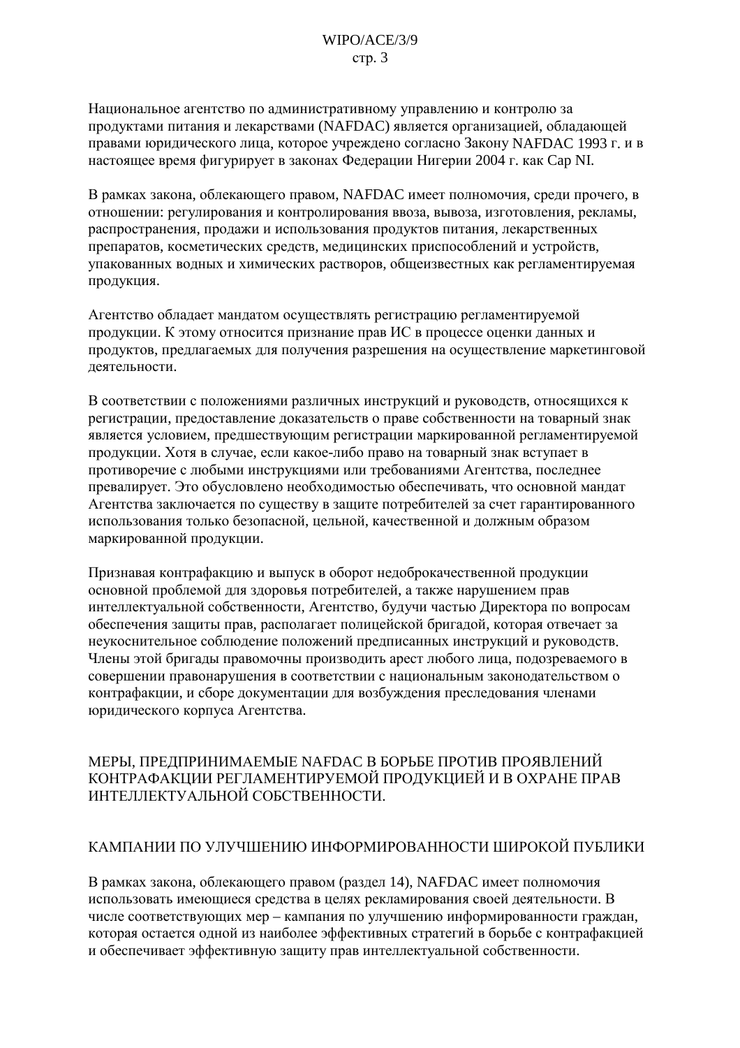Национальное агентство по административному управлению и контролю за продуктами питания и лекарствами (NAFDAC) является организацией, обладающей правами юридического лица, которое учреждено согласно Закону NAFDAC 1993 г. и в настоящее время фигурирует в законах Федерации Нигерии 2004 г. как Cap NI.

В рамках закона, облекающего правом, NAFDAC имеет полномочия, среди прочего, в отношении: регулирования и контролирования ввоза, вывоза, изготовления, рекламы, распространения, продажи и использования продуктов питания, лекарственных препаратов, косметических средств, медицинских приспособлений и устройств, упакованных водных и химических растворов, общеизвестных как регламентируемая продукция.

Агентство обладает мандатом осуществлять регистрацию регламентируемой продукции. К этому относится признание прав ИС в процессе оценки данных и продуктов, предлагаемых для получения разрешения на осуществление маркетинговой деятельности.

В соответствии с положениями различных инструкций и руководств, относящихся к регистрации, предоставление доказательств о праве собственности на товарный знак является условием, предшествующим регистрации маркированной регламентируемой продукции. Хотя в случае, если какое-либо право на товарный знак вступает в противоречие с любыми инструкциями или требованиями Агентства, последнее превалирует. Это обусловлено необходимостью обеспечивать, что основной мандат Агентства заключается по существу в защите потребителей за счет гарантированного использования только безопасной, цельной, качественной и должным образом маркированной продукции.

Признавая контрафакцию и выпуск в оборот недоброкачественной продукции основной проблемой для здоровья потребителей, а также нарушением прав интеллектуальной собственности, Агентство, будучи частью Директора по вопросам обеспечения защиты прав, располагает полицейской бригадой, которая отвечает за неукоснительное соблюдение положений предписанных инструкций и руководств. Члены этой бригады правомочны производить арест любого лица, подозреваемого в совершении правонарушения в соответствии с национальным законодательством о контрафакции, и сборе документации для возбуждения преследования членами юридического корпуса Агентства.

## МЕРЫ, ПРЕДПРИНИМАЕМЫЕ NAFDAC В БОРЬБЕ ПРОТИВ ПРОЯВЛЕНИЙ КОНТРАФАКЦИИ РЕГЛАМЕНТИРУЕМОЙ ПРОДУКЦИЕЙ И В ОХРАНЕ ПРАВ ИНТЕЛЛЕКТУАЛЬНОЙ СОБСТВЕННОСТИ.

### КАМПАНИИ ПО УЛУЧШЕНИЮ ИНФОРМИРОВАННОСТИ ШИРОКОЙ ПУБЛИКИ

В рамках закона, облекающего правом (раздел 14), NAFDAC имеет полномочия использовать имеющиеся средства в целях рекламирования своей деятельности. В числе соответствующих мер – кампания по улучшению информированности граждан, которая остается одной из наиболее эффективных стратегий в борьбе с контрафакцией и обеспечивает эффективную защиту прав интеллектуальной собственности.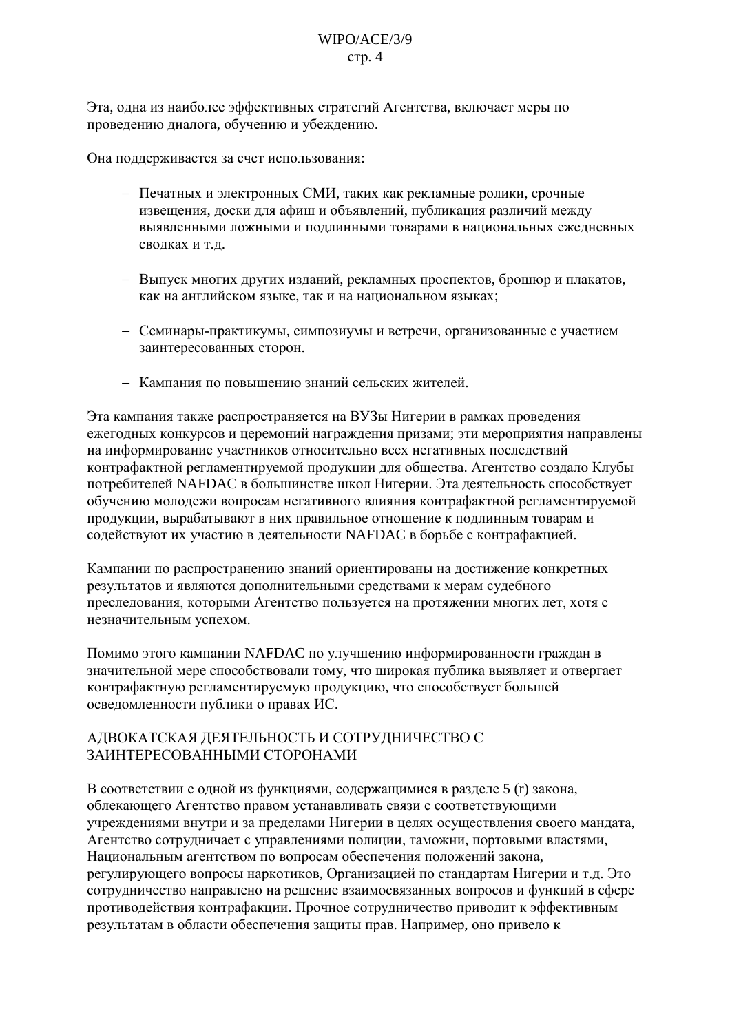Эта, одна из наиболее эффективных стратегий Агентства, включает меры по проведению диалога, обучению и убеждению.

Она поддерживается за счет использования:

- Печатных и электронных СМИ, таких как рекламные ролики, срочные извещения, доски для афиш и объявлений, публикация различий между выявленными ложными и подлинными товарами в национальных ежедневных сводках и т.д.

- Выпуск многих других изданий, рекламных проспектов, брошюр и плакатов, как на английском языке, так и на национальном языках;

- Семинары-практикумы, симпозиумы и встречи, организованные с участием заинтересованных сторон.

- Кампания по повышению знаний сельских жителей.

Эта кампания также распространяется на ВУЗы Нигерии в рамках проведения ежегодных конкурсов и церемоний награждения призами; эти мероприятия направлены на информирование участников относительно всех негативных последствий контрафактной регламентируемой продукции для общества. Агентство создало Клубы потребителей NAFDAC в большинстве школ Нигерии. Эта деятельность способствует обучению молодежи вопросам негативного влияния контрафактной регламентируемой продукции, вырабатывают в них правильное отношение к подлинным товарам и содействуют их участию в деятельности NAFDAC в борьбе с контрафакцией.

Кампании по распространению знаний ориентированы на достижение конкретных результатов и являются дополнительными средствами к мерам судебного преследования, которыми Агентство пользуется на протяжении многих лет, хотя с незначительным успехом.

Помимо этого кампании NAFDAC по улучшению информированности граждан в значительной мере способствовали тому, что широкая публика выявляет и отвергает контрафактную регламентируемую продукцию, что способствует большей осведомленности публики о правах ИС.

## АДВОКАТСКАЯ ДЕЯТЕЛЬНОСТЬ И СОТРУДНИЧЕСТВО С ЗАИНТЕРЕСОВАННЫМИ СТОРОНАМИ

В соответствии с одной из функциями, содержащимися в разделе 5 (г) закона, облекающего Агентство правом устанавливать связи с соответствующими учреждениями внутри и за пределами Нигерии в целях осуществления своего мандата, Агентство сотрудничает с управлениями полиции, таможни, портовыми властями, Национальным агентством по вопросам обеспечения положений закона, регулирующего вопросы наркотиков, Организацией по стандартам Нигерии и т.д. Это сотрудничество направлено на решение взаимосвязанных вопросов и функций в сфере противодействия контрафакции. Прочное сотрудничество приводит к эффективным результатам в области обеспечения защиты прав. Например, оно привело к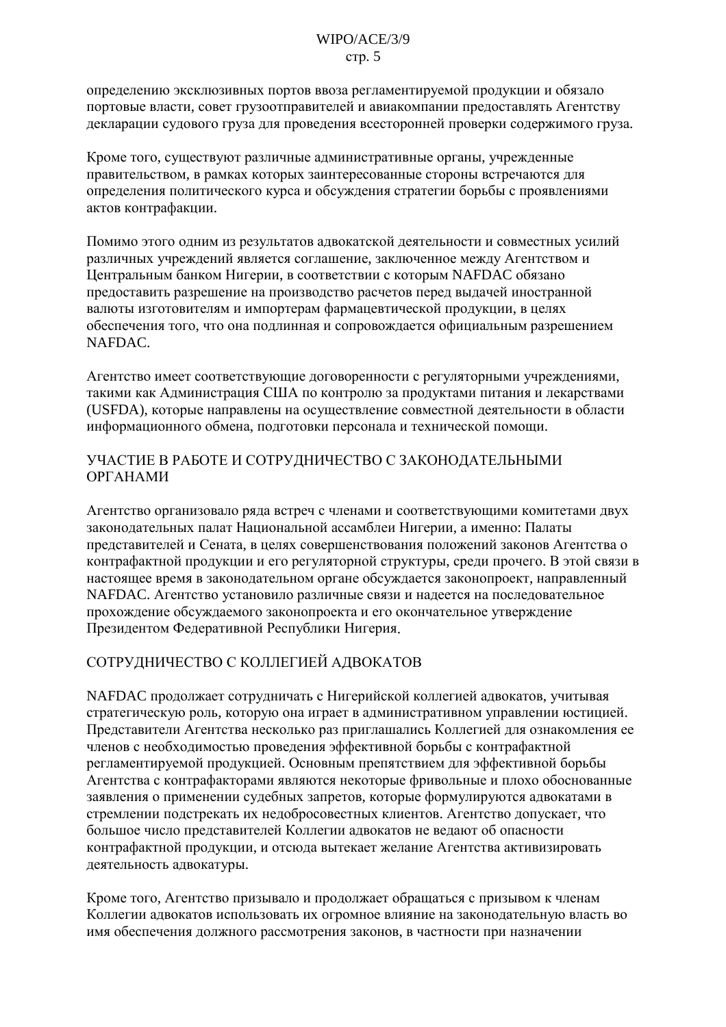определению эксклюзивных портов ввоза регламентируемой продукции и обязало портовые власти, совет грузоотправителей и авиакомпании предоставлять Агентству декларации судового груза для проведения всесторонней проверки содержимого груза.

Кроме того, существуют различные административные органы, учрежденные правительством, в рамках которых заинтересованные стороны встречаются для определения политического курса и обсуждения стратегии борьбы с проявлениями актов контрафакции.

Помимо этого одним из результатов адвокатской деятельности и совместных усилий различных учреждений является соглашение, заключенное между Агентством и Центральным банком Нигерии, в соответствии с которым NAFDAC обязано предоставить разрешение на производство расчетов перед выдачей иностранной валюты изготовителям и импортерам фармацевтической продукции, в целях обеспечения того, что она подлинная и сопровождается официальным разрешением NAFDAC.

Агентство имеет соответствующие договоренности с регуляторными учреждениями, такими как Администрация США по контролю за продуктами питания и лекарствами (USFDA), которые направлены на осуществление совместной деятельности в области информационного обмена, подготовки персонала и технической помощи.

## УЧАСТИЕ В РАБОТЕ И СОТРУДНИЧЕСТВО С ЗАКОНОДАТЕЛЬНЫМИ ОРГАНАМИ

Агентство организовало ряда встреч с членами и соответствующими комитетами двух законодательных палат Национальной ассамблеи Нигерии, а именно: Палаты представителей и Сената, в целях совершенствования положений законов Агентства о контрафактной продукции и его регуляторной структуры, среди прочего. В этой связи в настоящее время в законодательном органе обсуждается законопроект, направленный NAFDAC. Агентство установило различные связи и надеется на последовательное прохождение обсуждаемого законопроекта и его окончательное утверждение Президентом Федеративной Республики Нигерия.

## СОТРУДНИЧЕСТВО С КОЛЛЕГИЕЙ АДВОКАТОВ

NAFDAC продолжает сотрудничать с Нигерийской коллегией адвокатов, учитывая стратегическую роль, которую она играет в административном управлении юстицией. Представители Агентства несколько раз приглашались Коллегией для ознакомления ее членов с необходимостью проведения эффективной борьбы с контрафактной регламентируемой продукцией. Основным препятствием для эффективной борьбы Агентства с контрафакторами являются некоторые фривольные и плохо обоснованные заявления о применении судебных запретов, которые формулируются адвокатами в стремлении подстрекать их недобросовестных клиентов. Агентство допускает, что большое число представителей Коллегии адвокатов не ведают об опасности контрафактной продукции, и отсюда вытекает желание Агентства активизировать деятельность адвокатуры.

Кроме того, Агентство призывало и продолжает обращаться с призывом к членам Коллегии адвокатов использовать их огромное влияние на законодательную власть во имя обеспечения должного рассмотрения законов, в частности при назначении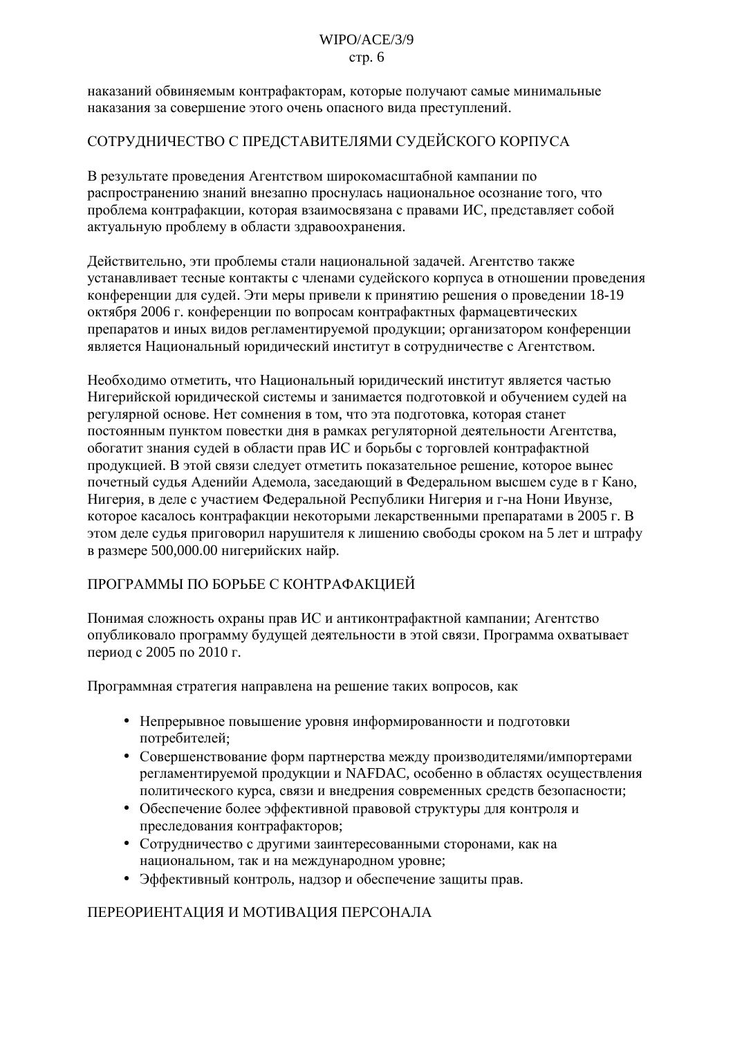наказаний обвиняемым контрафакторам, которые получают самые минимальные наказания за совершение этого очень опасного вида преступлений.

## СОТРУДНИЧЕСТВО С ПРЕДСТАВИТЕЛЯМИ СУДЕЙСКОГО КОРПУСА

В результате проведения Агентством широкомасштабной кампании по распространению знаний внезапно проснулась национальное осознание того, что проблема контрафакции, которая взаимосвязана с правами ИС, представляет собой актуальную проблему в области здравоохранения.

Действительно, эти проблемы стали национальной задачей. Агентство также устанавливает тесные контакты с членами судейского корпуса в отношении проведения конференции для судей. Эти меры привели к принятию решения о проведении 18-19 октября 2006 г. конференции по вопросам контрафактных фармацевтических препаратов и иных видов регламентируемой продукции; организатором конференции является Национальный юридический институт в сотрудничестве с Агентством.

Необходимо отметить, что Национальный юридический институт является частью Нигерийской юридической системы и занимается подготовкой и обучением судей на регулярной основе. Нет сомнения в том, что эта подготовка, которая станет постоянным пунктом повестки дня в рамках регуляторной деятельности Агентства, обогатит знания судей в области прав ИС и борьбы с торговлей контрафактной продукцией. В этой связи следует отметить показательное решение, которое вынес почетный судья Аденийи Адемола, заседающий в Федеральном высшем суде в г Кано, Нигерия, в деле с участием Федеральной Республики Нигерия и г-на Нони Ивунзе, которое касалось контрафакции некоторыми лекарственными препаратами в 2005 г. В этом деле судья приговорил нарушителя к лишению свободы сроком на 5 лет и штрафу в размере 500,000.00 нигерийских найр.

## ПРОГРАММЫ ПО БОРЬБЕ С КОНТРАФАКЦИЕЙ

Понимая сложность охраны прав ИС и антиконтрафактной кампании; Агентство опубликовало программу будущей деятельности в этой связи. Программа охватывает период с 2005 по 2010 г.

Программная стратегия направлена на решение таких вопросов, как

- Непрерывное повышение уровня информированности и подготовки потребителей;
- Совершенствование форм партнерства между производителями/импортерами регламентируемой продукции и NAFDAC, особенно в областях осуществления политического курса, связи и внедрения современных средств безопасности;
- Обеспечение более эффективной правовой структуры для контроля и преследования контрафакторов;
- Сотрудничество с другими заинтересованными сторонами, как на национальном, так и на международном уровне;
- Эффективный контроль, надзор и обеспечение защиты прав.

## ПЕРЕОРИЕНТАЦИЯ И МОТИВАЦИЯ ПЕРСОНАЛА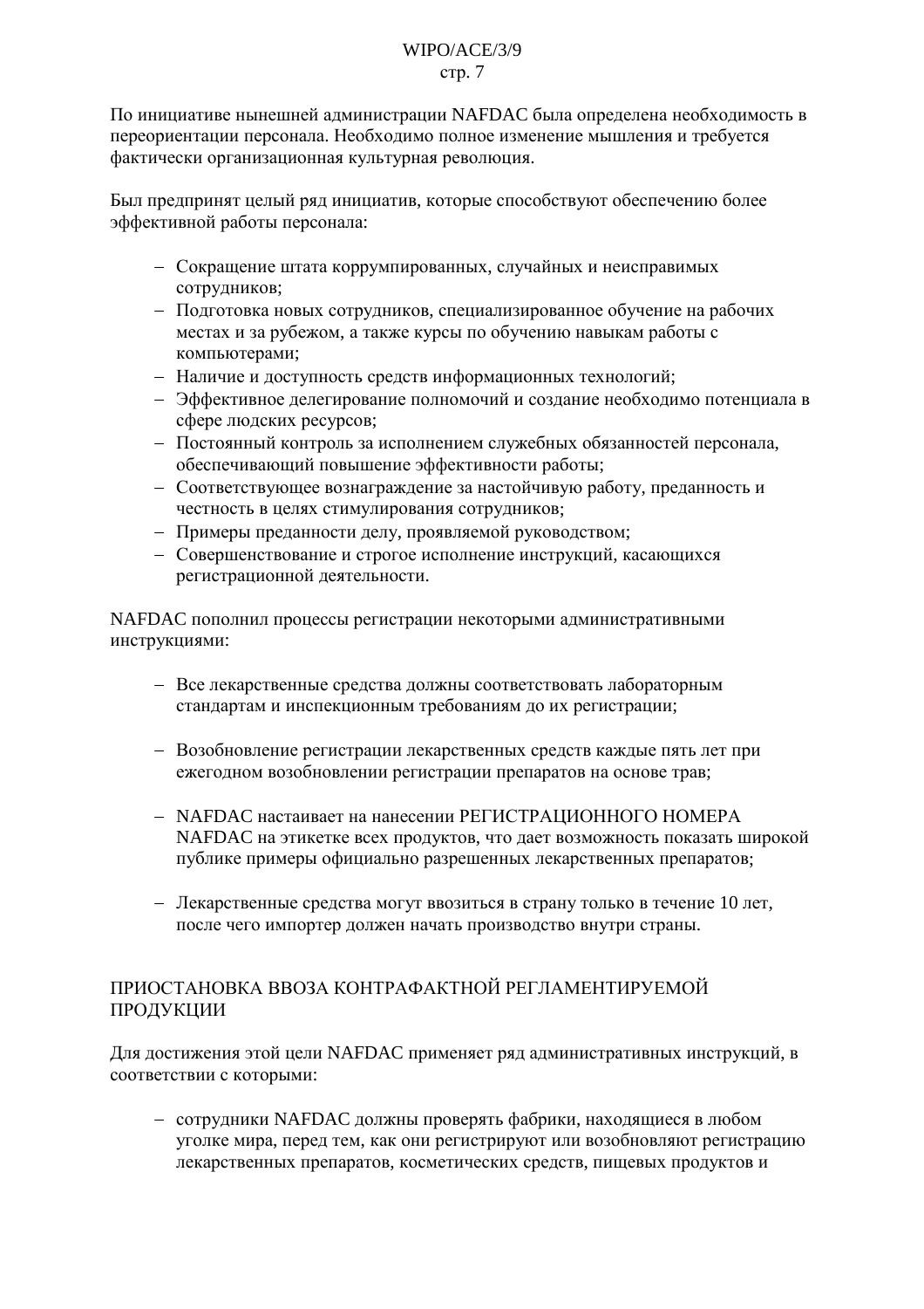По инициативе нынешней администрации NAFDAC была определена необходимость в переориентации персонала. Необходимо полное изменение мышления и требуется фактически организационная культурная революция.

Был предпринят целый ряд инициатив, которые способствуют обеспечению более эффективной работы персонала:

- Сокращение штата коррумпированных, случайных и неисправимых сотрудников;
- Подготовка новых сотрудников, специализированное обучение на рабочих местах и за рубежом, а также курсы по обучению навыкам работы с компьютерами;
- Наличие и доступность средств информационных технологий;
- Эффективное делегирование полномочий и создание необходимо потенциала в сфере людских ресурсов;
- Постоянный контроль за исполнением служебных обязанностей персонала, обеспечивающий повышение эффективности работы;
- Соответствующее вознаграждение за настойчивую работу, преданность и честность в целях стимулирования сотрудников;
- Примеры преданности делу, проявляемой руководством;
- Совершенствование и строгое исполнение инструкций, касающихся регистрационной деятельности.

NAFDAC пополнил процессы регистрации некоторыми административными инструкциями:

- Все лекарственные средства должны соответствовать лабораторным стандартам и инспекционным требованиям до их регистрации;

- Возобновление регистрации лекарственных средств каждые пять лет при ежегодном возобновлении регистрации препаратов на основе трав;

- NAFDAC настаивает на нанесении РЕГИСТРАЦИОННОГО НОМЕРА NAFDAC на этикетке всех продуктов, что дает возможность показать широкой публике примеры официально разрешенных лекарственных препаратов;

- Лекарственные средства могут ввозиться в страну только в течение 10 лет, после чего импортер должен начать производство внутри страны.

## ПРИОСТАНОВКА ВВОЗА КОНТРАФАКТНОЙ РЕГЛАМЕНТИРУЕМОЙ ПРОДУКЦИИ

Для достижения этой цели NAFDAC применяет ряд административных инструкций, в соответствии с которыми:

- сотрудники NAFDAC должны проверять фабрики, находящиеся в любом уголке мира, перед тем, как они регистрируют или возобновляют регистрацию лекарственных препаратов, косметических средств, пищевых продуктов и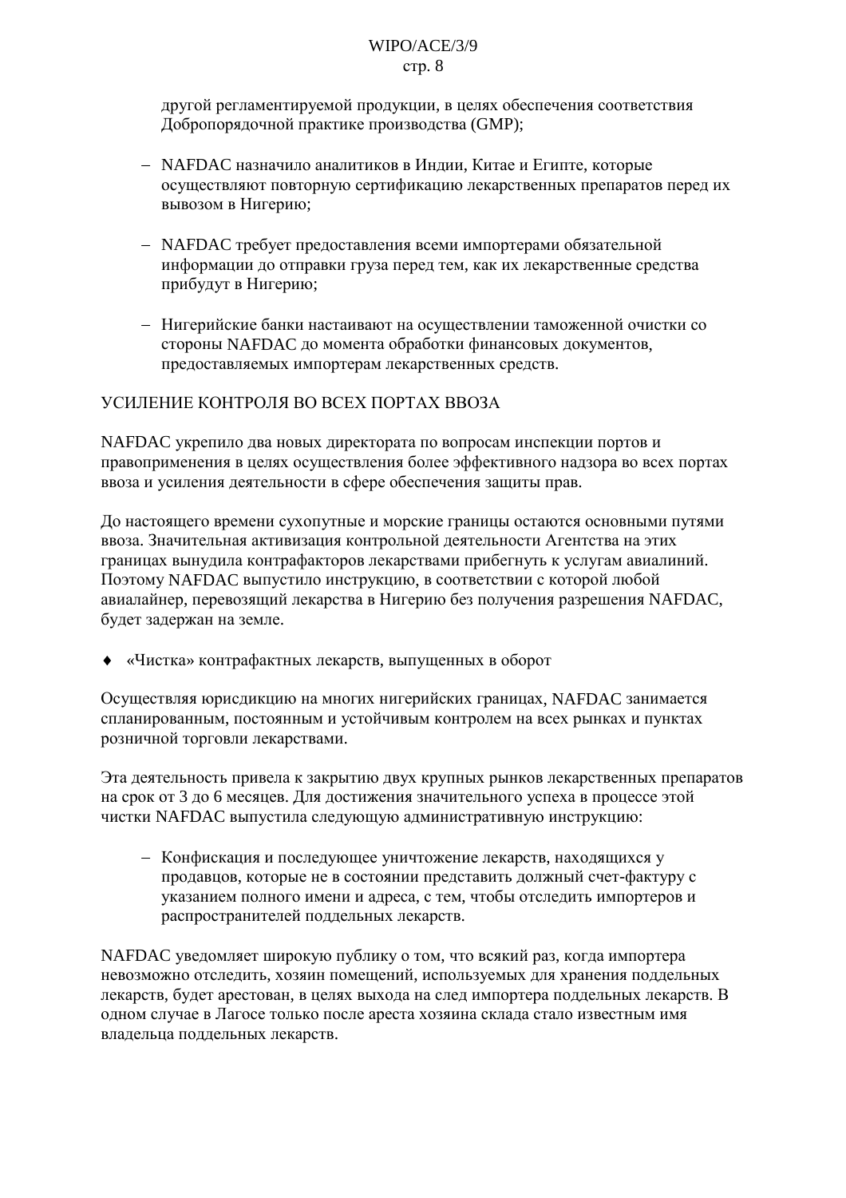другой регламентируемой продукции, в целях обеспечения соответствия Добропорядочной практике производства (GMP);

- NAFDAC назначило аналитиков в Индии, Китае и Египте, которые осуществляют повторную сертификацию лекарственных препаратов перед их вывозом в Нигерию;

- NAFDAC требует предоставления всеми импортерами обязательной информации до отправки груза перед тем, как их лекарственные средства прибудут в Нигерию;

- Нигерийские банки настаивают на осуществлении таможенной очистки со стороны NAFDAC до момента обработки финансовых документов, предоставляемых импортерам лекарственных средств.

УСИЛЕНИЕ КОНТРОЛЯ ВО ВСЕХ ПОРТАХ ВВОЗА

NAFDAC укрепило два новых директората по вопросам инспекции портов и правоприменения в целях осуществления более эффективного надзора во всех портах ввоза и усиления деятельности в сфере обеспечения защиты прав.

До настоящего времени сухопутные и морские границы остаются основными путями ввоза. Значительная активизация контрольной деятельности Агентства на этих границах вынудила контрафакторов лекарствами прибегнуть к услугам авиалиний. Поэтому NAFDAC выпустило инструкцию, в соответствии с которой любой авиалайнер, перевозящий лекарства в Нигерию без получения разрешения NAFDAC, будет задержан на земле.

- «Чистка» контрафактных лекарств, выпущенных в оборот

Осуществляя юрисдикцию на многих нигерийских границах, NAFDAC занимается спланированным, постоянным и устойчивым контролем на всех рынках и пунктах розничной торговли лекарствами.

Эта деятельность привела к закрытию двух крупных рынков лекарственных препаратов на срок от 3 до 6 месяцев. Для достижения значительного успеха в процессе этой чистки NAFDAC выпустила следующую административную инструкцию:

- Конфискация и последующее уничтожение лекарств, находящихся у продавцов, которые не в состоянии представить должный счет-фактуру с указанием полного имени и адреса, с тем, чтобы отследить импортеров и распространителей поддельных лекарств.

NAFDAC уведомляет широкую публику о том, что всякий раз, когда импортера невозможно отследить, хозяин помещений, используемых для хранения поддельных лекарств, будет арестован, в целях выхода на след импортера поддельных лекарств. В одном случае в Лагосе только после ареста хозяина склада стало известным имя владельца поддельных лекарств.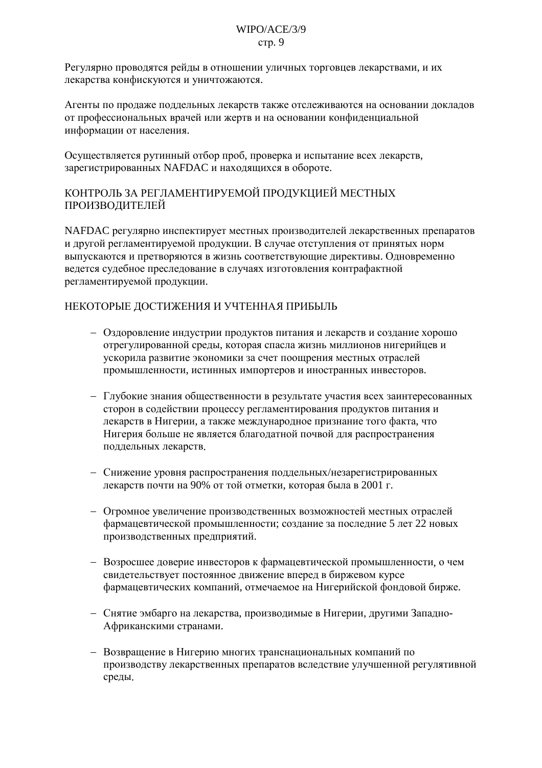Регулярно проводятся рейды в отношении уличных торговцев лекарствами, и их лекарства конфискуются и уничтожаются.

Агенты по продаже поддельных лекарств также отслеживаются на основании докладов от профессиональных врачей или жертв и на основании конфиденциальной информации от населения.

Осуществляется рутинный отбор проб, проверка и испытание всех лекарств, зарегистрированных NAFDAC и находящихся в обороте.

## КОНТРОЛЬ ЗА РЕГЛАМЕНТИРУЕМОЙ ПРОДУКЦИЕЙ МЕСТНЫХ ПРОИЗВОДИТЕЛЕЙ

NAFDAC регулярно инспектирует местных производителей лекарственных препаратов и другой регламентируемой продукции. В случае отступления от принятых норм выпускаются и претворяются в жизнь соответствующие директивы. Одновременно ведется судебное преследование в случаях изготовления контрафактной регламентируемой продукции.

## НЕКОТОРЫЕ ДОСТИЖЕНИЯ И УЧТЕННАЯ ПРИБЫЛЬ

- Оздоровление индустрии продуктов питания и лекарств и создание хорошо отрегулированной среды, которая спасла жизнь миллионов нигерийцев и ускорила развитие экономики за счет поощрения местных отраслей промышленности, истинных импортеров и иностранных инвесторов.

- Глубокие знания общественности в результате участия всех заинтересованных сторон в содействии процессу регламентирования продуктов питания и лекарств в Нигерии, а также международное признание того факта, что Нигерия больше не является благодатной почвой для распространения поддельных лекарств.

- Снижение уровня распространения поддельных/незарегистрированных лекарств почти на 90% от той отметки, которая была в 2001 г.

- Огромное увеличение производственных возможностей местных отраслей фармацевтической промышленности; создание за последние 5 лет 22 новых производственных предприятий.

- Возросшее доверие инвесторов к фармацевтической промышленности, о чем свидетельствует постоянное движение вперед в биржевом курсе фармацевтических компаний, отмечаемое на Нигерийской фондовой бирже.

- Снятие эмбарго на лекарства, производимые в Нигерии, другими Западно-Африканскими странами.

- Возвращение в Нигерию многих транснациональных компаний по производству лекарственных препаратов вследствие улучшенной регулятивной среды.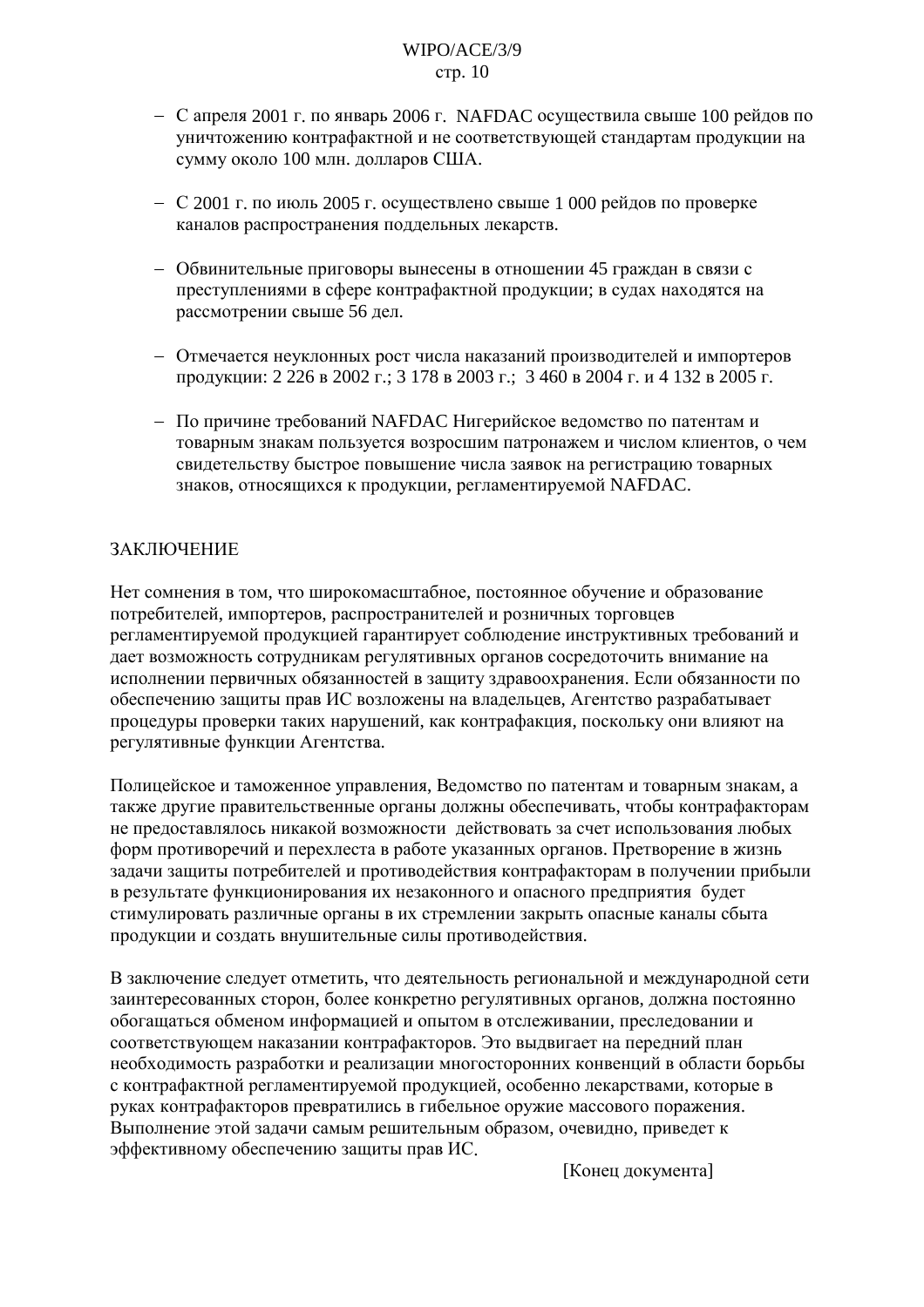- С апреля 2001 г. по январь 2006 г. NAFDAC осуществила свыше 100 рейдов по уничтожению контрафактной и не соответствующей стандартам продукции на сумму около 100 млн. долларов США.

- С 2001 г. по июль 2005 г. осуществлено свыше 1 000 рейдов по проверке каналов распространения поддельных лекарств.

- Обвинительные приговоры вынесены в отношении 45 граждан в связи с преступлениями в сфере контрафактной продукции; в судах находятся на рассмотрении свыше 56 дел.

- Отмечается неуклонных рост числа наказаний производителей и импортеров продукции: 2 226 в 2002 г.; 3 178 в 2003 г.; 3 460 в 2004 г. и 4 132 в 2005 г.

- По причине требований NAFDAC Нигерийское ведомство по патентам и товарным знакам пользуется возросшим патронажем и числом клиентов, о чем свидетельству быстрое повышение числа заявок на регистрацию товарных знаков, относящихся к продукции, регламентируемой NAFDAC.

## ЗАКЛЮЧЕНИЕ

Нет сомнения в том, что широкомасштабное, постоянное обучение и образование потребителей, импортеров, распространителей и розничных торговцев регламентируемой продукцией гарантирует соблюдение инструктивных требований и дает возможность сотрудникам регулятивных органов сосредоточить внимание на исполнении первичных обязанностей в защиту здравоохранения. Если обязанности по обеспечению защиты прав ИС возложены на владельцев, Агентство разрабатывает процедуры проверки таких нарушений, как контрафакция, поскольку они влияют на регулятивные функции Агентства.

Полицейское и таможенное управления, Ведомство по патентам и товарным знакам, а также другие правительственные органы должны обеспечивать, чтобы контрафакторам не предоставлялось никакой возможности действовать за счет использования любых форм противоречий и перехлеста в работе указанных органов. Претворение в жизнь задачи защиты потребителей и противодействия контрафакторам в получении прибыли в результате функционирования их незаконного и опасного предприятия будет стимулировать различные органы в их стремлении закрыть опасные каналы сбыта продукции и создать внушительные силы противодействия.

В заключение следует отметить, что деятельность региональной и международной сети заинтересованных сторон, более конкретно регулятивных органов, должна постоянно обогащаться обменом информацией и опытом в отслеживании, преследовании и соответствующем наказании контрафакторов. Это выдвигает на передний план необходимость разработки и реализации многосторонних конвенций в области борьбы с контрафактной регламентируемой продукцией, особенно лекарствами, которые в руках контрафакторов превратились в гибельное оружие массового поражения. Выполнение этой задачи самым решительным образом, очевидно, приведет к эффективному обеспечению защиты прав ИС.

[Конец документа]